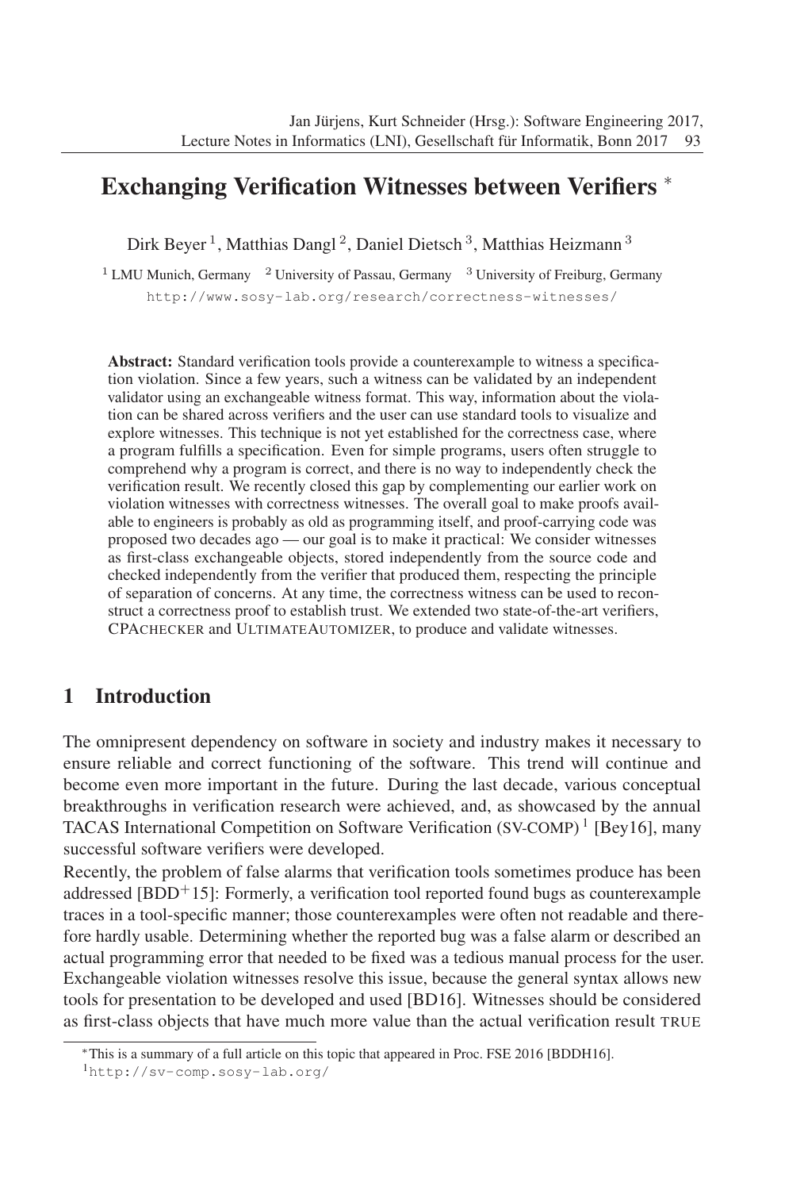# Exchanging Verification Witnesses between Verifiers [*]

Dirk Beyer [1], Matthias Dangl [2], Daniel Dietsch [3], Matthias Heizmann [3]

[1] LMU Munich, Germany [2] University of Passau, Germany [3] University of Freiburg, Germany

http://www.sosy-lab.org/research/correctness-witnesses/

**Abstract:** Standard verification tools provide a counterexample to witness a specification violation. Since a few years, such a witness can be validated by an independent validator using an exchangeable witness format. This way, information about the violation can be shared across verifiers and the user can use standard tools to visualize and explore witnesses. This technique is not yet established for the correctness case, where a program fulfills a specification. Even for simple programs, users often struggle to comprehend why a program is correct, and there is no way to independently check the verification result. We recently closed this gap by complementing our earlier work on violation witnesses with correctness witnesses. The overall goal to make proofs available to engineers is probably as old as programming itself, and proof-carrying code was proposed two decades ago — our goal is to make it practical: We consider witnesses as first-class exchangeable objects, stored independently from the source code and checked independently from the verifier that produced them, respecting the principle of separation of concerns. At any time, the correctness witness can be used to reconstruct a correctness proof to establish trust. We extended two state-of-the-art verifiers, CPACHECKER and ULTIMATEAUTOMIZER, to produce and validate witnesses.

## 1 Introduction

The omnipresent dependency on software in society and industry makes it necessary to ensure reliable and correct functioning of the software. This trend will continue and become even more important in the future. During the last decade, various conceptual breakthroughs in verification research were achieved, and, as showcased by the annual TACAS International Competition on Software Verification (SV-COMP) [1] [Bey16], many successful software verifiers were developed.

Recently, the problem of false alarms that verification tools sometimes produce has been addressed [BDD+15]: Formerly, a verification tool reported found bugs as counterexample traces in a tool-specific manner; those counterexamples were often not readable and therefore hardly usable. Determining whether the reported bug was a false alarm or described an actual programming error that needed to be fixed was a tedious manual process for the user. Exchangeable violation witnesses resolve this issue, because the general syntax allows new tools for presentation to be developed and used [BD16]. Witnesses should be considered as first-class objects that have much more value than the actual verification result TRUE

[*] This is a summary of a full article on this topic that appeared in Proc. FSE 2016 [BDDH16].

[1] http://sv-comp.sosy-lab.org/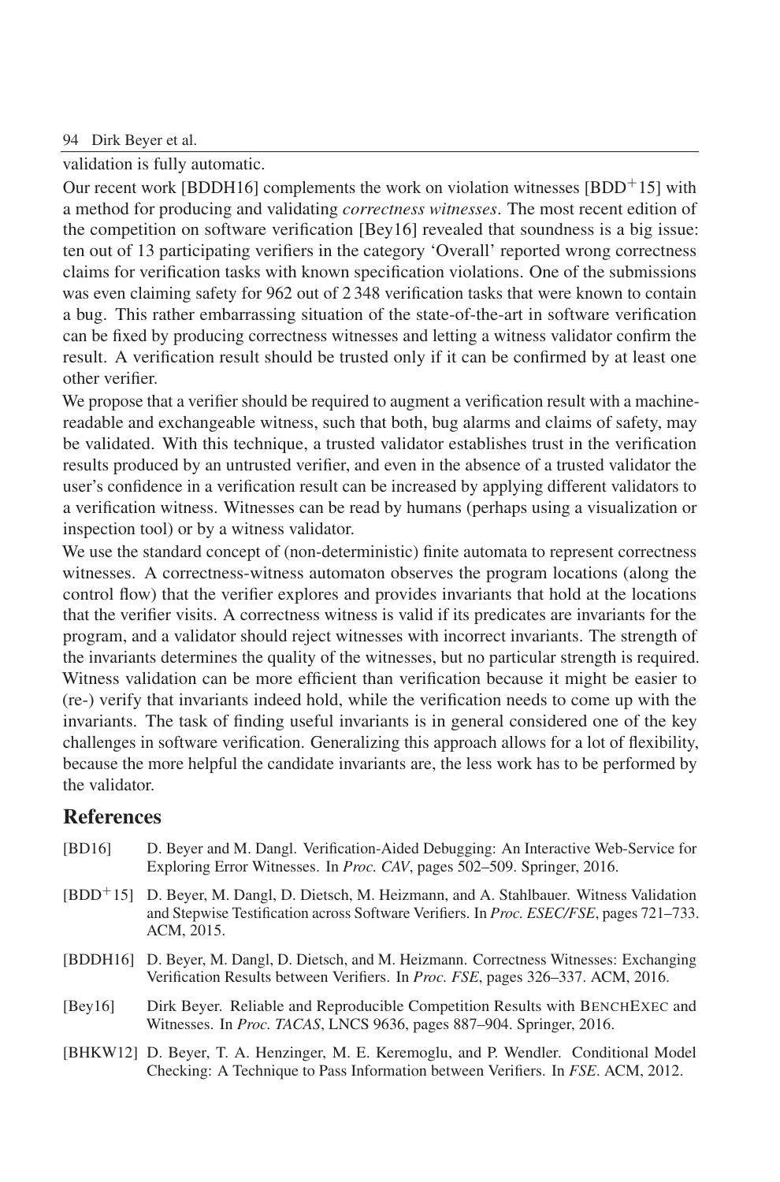validation is fully automatic.

Our recent work [BDDH16] complements the work on violation witnesses [BDD+15] with a method for producing and validating *correctness witnesses*. The most recent edition of the competition on software verification [Bey16] revealed that soundness is a big issue: ten out of 13 participating verifiers in the category 'Overall' reported wrong correctness claims for verification tasks with known specification violations. One of the submissions was even claiming safety for 962 out of 2 348 verification tasks that were known to contain a bug. This rather embarrassing situation of the state-of-the-art in software verification can be fixed by producing correctness witnesses and letting a witness validator confirm the result. A verification result should be trusted only if it can be confirmed by at least one other verifier.

We propose that a verifier should be required to augment a verification result with a machine-readable and exchangeable witness, such that both, bug alarms and claims of safety, may be validated. With this technique, a trusted validator establishes trust in the verification results produced by an untrusted verifier, and even in the absence of a trusted validator the user's confidence in a verification result can be increased by applying different validators to a verification witness. Witnesses can be read by humans (perhaps using a visualization or inspection tool) or by a witness validator.

We use the standard concept of (non-deterministic) finite automata to represent correctness witnesses. A correctness-witness automaton observes the program locations (along the control flow) that the verifier explores and provides invariants that hold at the locations that the verifier visits. A correctness witness is valid if its predicates are invariants for the program, and a validator should reject witnesses with incorrect invariants. The strength of the invariants determines the quality of the witnesses, but no particular strength is required. Witness validation can be more efficient than verification because it might be easier to (re-) verify that invariants indeed hold, while the verification needs to come up with the invariants. The task of finding useful invariants is in general considered one of the key challenges in software verification. Generalizing this approach allows for a lot of flexibility, because the more helpful the candidate invariants are, the less work has to be performed by the validator.

## References

[BD16] D. Beyer and M. Dangl. Verification-Aided Debugging: An Interactive Web-Service for Exploring Error Witnesses. In *Proc. CAV*, pages 502–509. Springer, 2016.

[BDD+15] D. Beyer, M. Dangl, D. Dietsch, M. Heizmann, and A. Stahlbauer. Witness Validation and Stepwise Testification across Software Verifiers. In *Proc. ESEC/FSE*, pages 721–733. ACM, 2015.

[BDDH16] D. Beyer, M. Dangl, D. Dietsch, and M. Heizmann. Correctness Witnesses: Exchanging Verification Results between Verifiers. In *Proc. FSE*, pages 326–337. ACM, 2016.

[Bey16] Dirk Beyer. Reliable and Reproducible Competition Results with BENCHEXEC and Witnesses. In *Proc. TACAS*, LNCS 9636, pages 887–904. Springer, 2016.

[BHKW12] D. Beyer, T. A. Henzinger, M. E. Keremoglu, and P. Wendler. Conditional Model Checking: A Technique to Pass Information between Verifiers. In *FSE*. ACM, 2012.